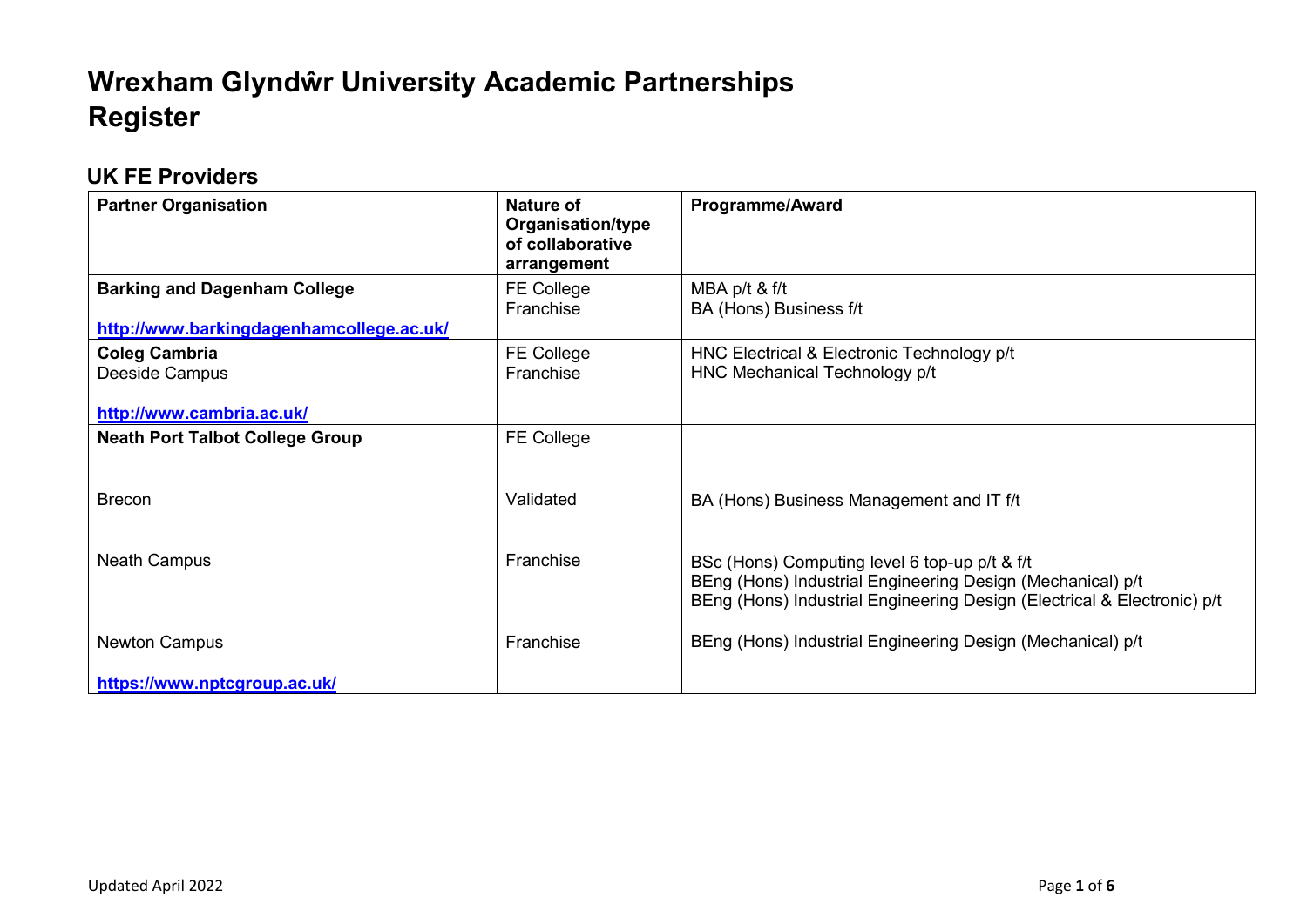# Wrexham Glyndŵr University Academic Partnerships Register

## UK FE Providers

| Partner Organisation | Nature of Organisation/type of collaborative arrangement | Programme/Award |
|---|---|---|
| **Barking and Dagenham College**<br><br>**http://www.barkingdagenhamcollege.ac.uk/** | FE College<br>Franchise | MBA p/t & f/t<br>BA (Hons) Business f/t |
| **Coleg Cambria**<br>Deeside Campus<br><br>**http://www.cambria.ac.uk/** | FE College<br>Franchise | HNC Electrical & Electronic Technology p/t<br>HNC Mechanical Technology p/t |
| **Neath Port Talbot College Group** | FE College | |
| Brecon | Validated | BA (Hons) Business Management and IT f/t |
| Neath Campus | Franchise | BSc (Hons) Computing level 6 top-up p/t & f/t<br>BEng (Hons) Industrial Engineering Design (Mechanical) p/t<br>BEng (Hons) Industrial Engineering Design (Electrical & Electronic) p/t |
| Newton Campus<br><br>**https://www.nptcgroup.ac.uk/** | Franchise | BEng (Hons) Industrial Engineering Design (Mechanical) p/t |

Updated April 2022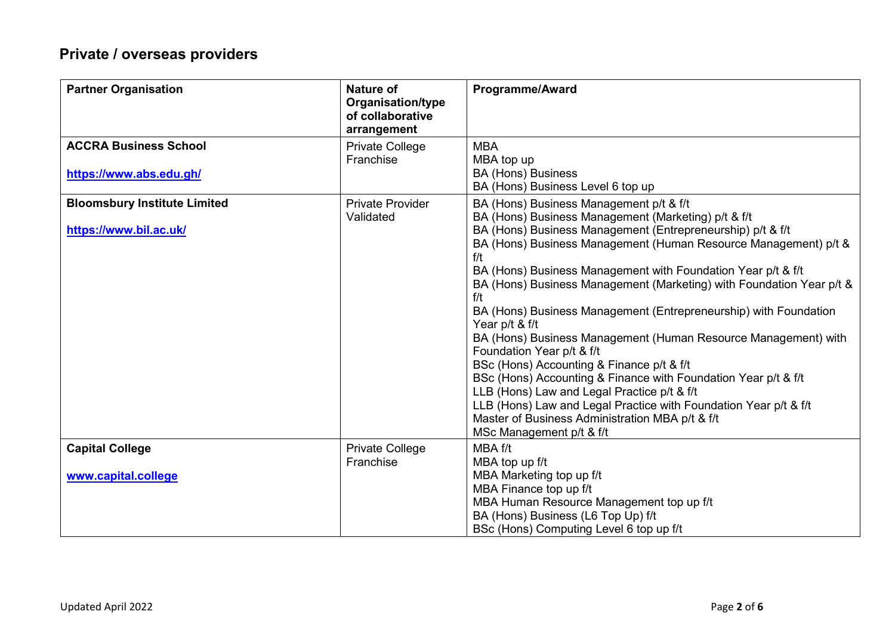## Private / overseas providers

| Partner Organisation | Nature of Organisation/type of collaborative arrangement | Programme/Award |
| --- | --- | --- |
| **ACCRA Business School**<br><br>**https://www.abs.edu.gh/** | Private College Franchise | MBA<br>MBA top up<br>BA (Hons) Business<br>BA (Hons) Business Level 6 top up |
| **Bloomsbury Institute Limited**<br><br>**https://www.bil.ac.uk/** | Private Provider Validated | BA (Hons) Business Management p/t & f/t<br>BA (Hons) Business Management (Marketing) p/t & f/t<br>BA (Hons) Business Management (Entrepreneurship) p/t & f/t<br>BA (Hons) Business Management (Human Resource Management) p/t & f/t<br>BA (Hons) Business Management with Foundation Year p/t & f/t<br>BA (Hons) Business Management (Marketing) with Foundation Year p/t & f/t<br>BA (Hons) Business Management (Entrepreneurship) with Foundation Year p/t & f/t<br>BA (Hons) Business Management (Human Resource Management) with Foundation Year p/t & f/t<br>BSc (Hons) Accounting & Finance p/t & f/t<br>BSc (Hons) Accounting & Finance with Foundation Year p/t & f/t<br>LLB (Hons) Law and Legal Practice p/t & f/t<br>LLB (Hons) Law and Legal Practice with Foundation Year p/t & f/t<br>Master of Business Administration MBA p/t & f/t<br>MSc Management p/t & f/t |
| **Capital College**<br><br>**www.capital.college** | Private College Franchise | MBA f/t<br>MBA top up f/t<br>MBA Marketing top up f/t<br>MBA Finance top up f/t<br>MBA Human Resource Management top up f/t<br>BA (Hons) Business (L6 Top Up) f/t<br>BSc (Hons) Computing Level 6 top up f/t |

Updated April 2022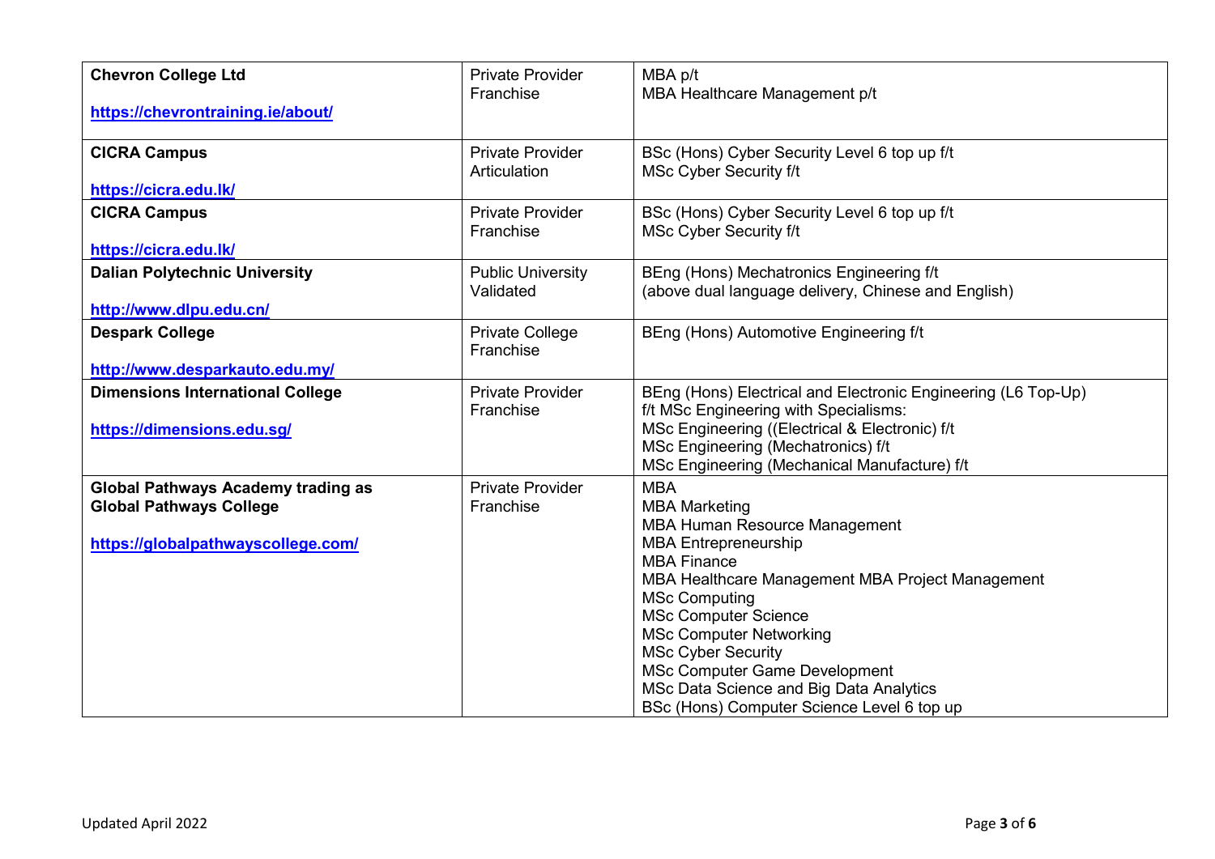| | | |
|---|---|---|
| **Chevron College Ltd**<br><br>**https://chevrontraining.ie/about/** | Private Provider<br>Franchise | MBA p/t<br>MBA Healthcare Management p/t |
| **CICRA Campus**<br><br>**https://cicra.edu.lk/** | Private Provider<br>Articulation | BSc (Hons) Cyber Security Level 6 top up f/t<br>MSc Cyber Security f/t |
| **CICRA Campus**<br><br>**https://cicra.edu.lk/** | Private Provider<br>Franchise | BSc (Hons) Cyber Security Level 6 top up f/t<br>MSc Cyber Security f/t |
| **Dalian Polytechnic University**<br><br>**http://www.dlpu.edu.cn/** | Public University<br>Validated | BEng (Hons) Mechatronics Engineering f/t<br>(above dual language delivery, Chinese and English) |
| **Despark College**<br><br>**http://www.desparkauto.edu.my/** | Private College<br>Franchise | BEng (Hons) Automotive Engineering f/t |
| **Dimensions International College**<br><br>**https://dimensions.edu.sg/** | Private Provider<br>Franchise | BEng (Hons) Electrical and Electronic Engineering (L6 Top-Up)<br>f/t MSc Engineering with Specialisms:<br>MSc Engineering ((Electrical & Electronic) f/t<br>MSc Engineering (Mechatronics) f/t<br>MSc Engineering (Mechanical Manufacture) f/t |
| **Global Pathways Academy trading as Global Pathways College**<br><br>**https://globalpathwayscollege.com/** | Private Provider<br>Franchise | MBA<br>MBA Marketing<br>MBA Human Resource Management<br>MBA Entrepreneurship<br>MBA Finance<br>MBA Healthcare Management MBA Project Management<br>MSc Computing<br>MSc Computer Science<br>MSc Computer Networking<br>MSc Cyber Security<br>MSc Computer Game Development<br>MSc Data Science and Big Data Analytics<br>BSc (Hons) Computer Science Level 6 top up |

Updated April 2022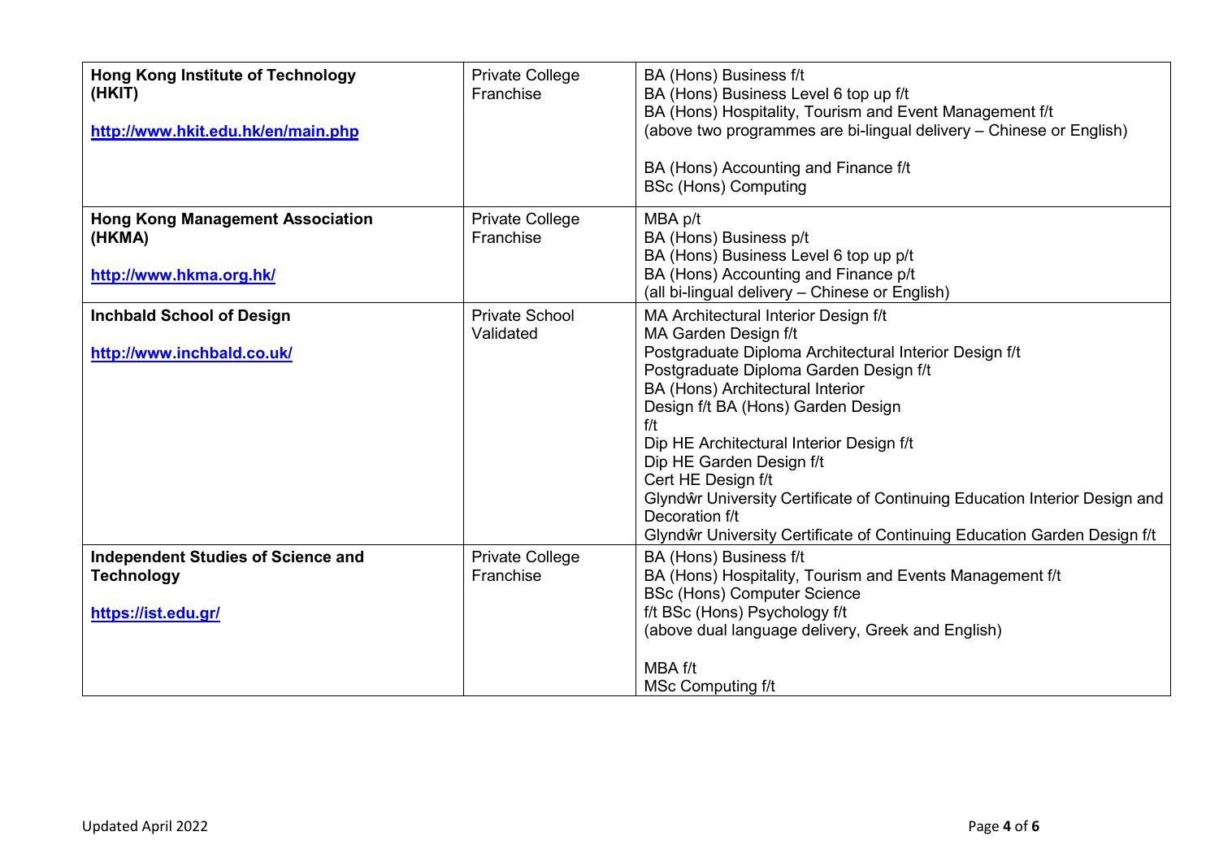| | | |
|---|---|---|
| **Hong Kong Institute of Technology (HKIT)**<br><br>http://www.hkit.edu.hk/en/main.php | Private College Franchise | BA (Hons) Business f/t<br>BA (Hons) Business Level 6 top up f/t<br>BA (Hons) Hospitality, Tourism and Event Management f/t<br>(above two programmes are bi-lingual delivery – Chinese or English)<br><br>BA (Hons) Accounting and Finance f/t<br>BSc (Hons) Computing |
| **Hong Kong Management Association (HKMA)**<br><br>http://www.hkma.org.hk/ | Private College Franchise | MBA p/t<br>BA (Hons) Business p/t<br>BA (Hons) Business Level 6 top up p/t<br>BA (Hons) Accounting and Finance p/t<br>(all bi-lingual delivery – Chinese or English) |
| **Inchbald School of Design**<br><br>http://www.inchbald.co.uk/ | Private School Validated | MA Architectural Interior Design f/t<br>MA Garden Design f/t<br>Postgraduate Diploma Architectural Interior Design f/t<br>Postgraduate Diploma Garden Design f/t<br>BA (Hons) Architectural Interior<br>Design f/t BA (Hons) Garden Design<br>f/t<br>Dip HE Architectural Interior Design f/t<br>Dip HE Garden Design f/t<br>Cert HE Design f/t<br>Glyndŵr University Certificate of Continuing Education Interior Design and Decoration f/t<br>Glyndŵr University Certificate of Continuing Education Garden Design f/t |
| **Independent Studies of Science and Technology**<br><br>https://ist.edu.gr/ | Private College Franchise | BA (Hons) Business f/t<br>BA (Hons) Hospitality, Tourism and Events Management f/t<br>BSc (Hons) Computer Science<br>f/t BSc (Hons) Psychology f/t<br>(above dual language delivery, Greek and English)<br><br>MBA f/t<br>MSc Computing f/t |

Updated April 2022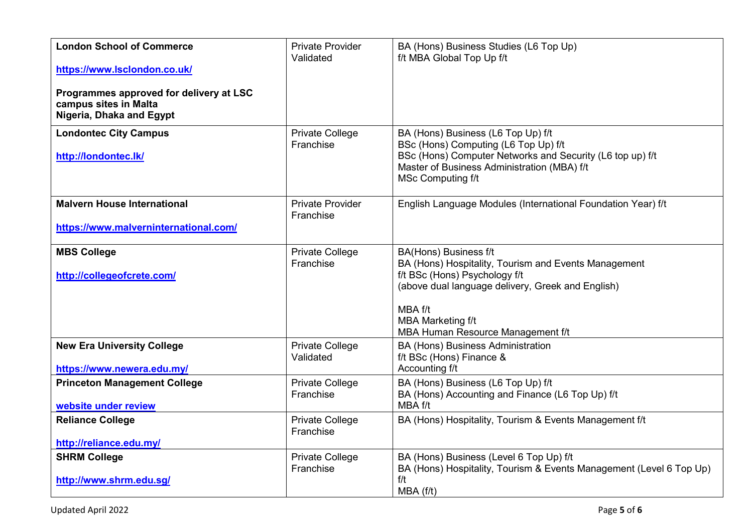| | | |
|---|---|---|
| **London School of Commerce**<br><br>**https://www.lsclondon.co.uk/**<br><br>**Programmes approved for delivery at LSC campus sites in Malta Nigeria, Dhaka and Egypt** | Private Provider Validated | BA (Hons) Business Studies (L6 Top Up) f/t MBA Global Top Up f/t |
| **Londontec City Campus**<br><br>**http://londontec.lk/** | Private College Franchise | BA (Hons) Business (L6 Top Up) f/t<br>BSc (Hons) Computing (L6 Top Up) f/t<br>BSc (Hons) Computer Networks and Security (L6 top up) f/t<br>Master of Business Administration (MBA) f/t<br>MSc Computing f/t |
| **Malvern House International**<br><br>**https://www.malverninternational.com/** | Private Provider Franchise | English Language Modules (International Foundation Year) f/t |
| **MBS College**<br><br>**http://collegeofcrete.com/** | Private College Franchise | BA(Hons) Business f/t<br>BA (Hons) Hospitality, Tourism and Events Management f/t BSc (Hons) Psychology f/t<br>(above dual language delivery, Greek and English)<br><br>MBA f/t<br>MBA Marketing f/t<br>MBA Human Resource Management f/t |
| **New Era University College**<br><br>**https://www.newera.edu.my/** | Private College Validated | BA (Hons) Business Administration f/t BSc (Hons) Finance & Accounting f/t |
| **Princeton Management College**<br><br>**website under review** | Private College Franchise | BA (Hons) Business (L6 Top Up) f/t<br>BA (Hons) Accounting and Finance (L6 Top Up) f/t<br>MBA f/t |
| **Reliance College**<br><br>**http://reliance.edu.my/** | Private College Franchise | BA (Hons) Hospitality, Tourism & Events Management f/t |
| **SHRM College**<br><br>**http://www.shrm.edu.sg/** | Private College Franchise | BA (Hons) Business (Level 6 Top Up) f/t<br>BA (Hons) Hospitality, Tourism & Events Management (Level 6 Top Up) f/t<br>MBA (f/t) |

Updated April 2022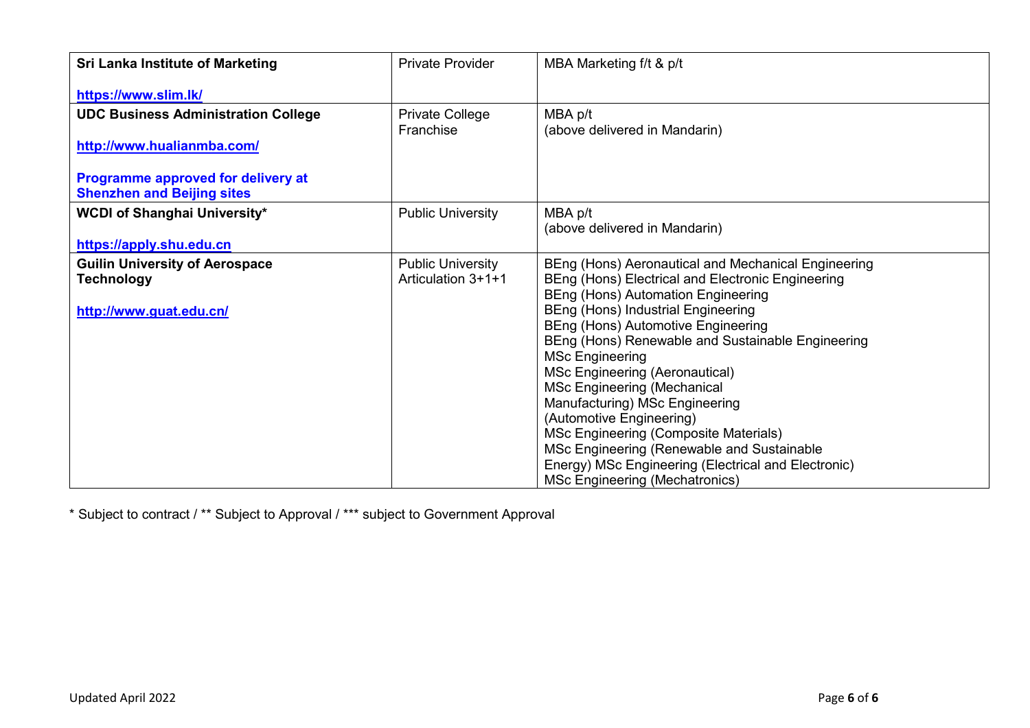| | | |
|---|---|---|
| **Sri Lanka Institute of Marketing**<br><br>**https://www.slim.lk/** | Private Provider | MBA Marketing f/t & p/t |
| **UDC Business Administration College**<br><br>**http://www.hualianmba.com/**<br><br>**Programme approved for delivery at Shenzhen and Beijing sites** | Private College Franchise | MBA p/t<br>(above delivered in Mandarin) |
| **WCDI of Shanghai University***<br><br>**https://apply.shu.edu.cn** | Public University | MBA p/t<br>(above delivered in Mandarin) |
| **Guilin University of Aerospace Technology**<br><br>**http://www.guat.edu.cn/** | Public University Articulation 3+1+1 | BEng (Hons) Aeronautical and Mechanical Engineering<br>BEng (Hons) Electrical and Electronic Engineering<br>BEng (Hons) Automation Engineering<br>BEng (Hons) Industrial Engineering<br>BEng (Hons) Automotive Engineering<br>BEng (Hons) Renewable and Sustainable Engineering<br>MSc Engineering<br>MSc Engineering (Aeronautical)<br>MSc Engineering (Mechanical Manufacturing) MSc Engineering (Automotive Engineering)<br>MSc Engineering (Composite Materials)<br>MSc Engineering (Renewable and Sustainable Energy) MSc Engineering (Electrical and Electronic)<br>MSc Engineering (Mechatronics) |

* Subject to contract / ** Subject to Approval / *** subject to Government Approval

Updated April 2022